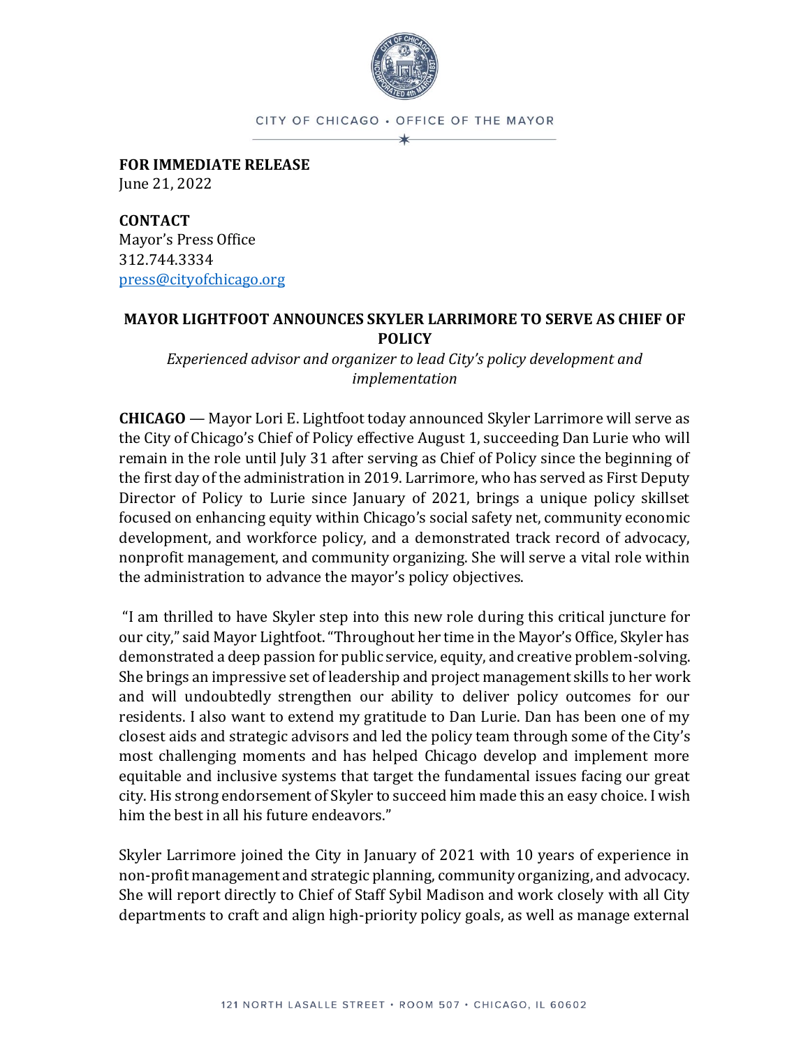CITY OF CHICAGO • OFFICE OF THE MAYOR

**FOR IMMEDIATE RELEASE**
June 21, 2022

**CONTACT**
Mayor's Press Office
312.744.3334
press@cityofchicago.org

## MAYOR LIGHTFOOT ANNOUNCES SKYLER LARRIMORE TO SERVE AS CHIEF OF POLICY

*Experienced advisor and organizer to lead City's policy development and implementation*

**CHICAGO** — Mayor Lori E. Lightfoot today announced Skyler Larrimore will serve as the City of Chicago's Chief of Policy effective August 1, succeeding Dan Lurie who will remain in the role until July 31 after serving as Chief of Policy since the beginning of the first day of the administration in 2019. Larrimore, who has served as First Deputy Director of Policy to Lurie since January of 2021, brings a unique policy skillset focused on enhancing equity within Chicago's social safety net, community economic development, and workforce policy, and a demonstrated track record of advocacy, nonprofit management, and community organizing. She will serve a vital role within the administration to advance the mayor's policy objectives.

"I am thrilled to have Skyler step into this new role during this critical juncture for our city," said Mayor Lightfoot. "Throughout her time in the Mayor's Office, Skyler has demonstrated a deep passion for public service, equity, and creative problem-solving. She brings an impressive set of leadership and project management skills to her work and will undoubtedly strengthen our ability to deliver policy outcomes for our residents. I also want to extend my gratitude to Dan Lurie. Dan has been one of my closest aids and strategic advisors and led the policy team through some of the City's most challenging moments and has helped Chicago develop and implement more equitable and inclusive systems that target the fundamental issues facing our great city. His strong endorsement of Skyler to succeed him made this an easy choice. I wish him the best in all his future endeavors."

Skyler Larrimore joined the City in January of 2021 with 10 years of experience in non-profit management and strategic planning, community organizing, and advocacy. She will report directly to Chief of Staff Sybil Madison and work closely with all City departments to craft and align high-priority policy goals, as well as manage external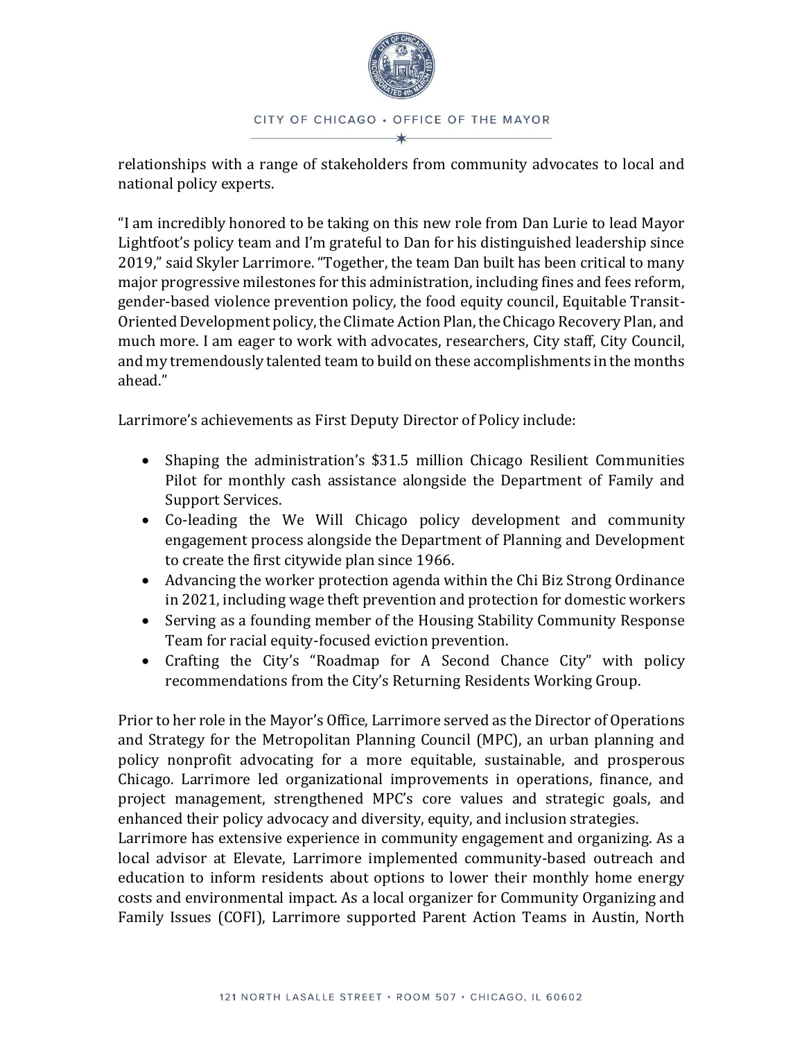relationships with a range of stakeholders from community advocates to local and national policy experts.

"I am incredibly honored to be taking on this new role from Dan Lurie to lead Mayor Lightfoot's policy team and I'm grateful to Dan for his distinguished leadership since 2019," said Skyler Larrimore. "Together, the team Dan built has been critical to many major progressive milestones for this administration, including fines and fees reform, gender-based violence prevention policy, the food equity council, Equitable Transit-Oriented Development policy, the Climate Action Plan, the Chicago Recovery Plan, and much more. I am eager to work with advocates, researchers, City staff, City Council, and my tremendously talented team to build on these accomplishments in the months ahead."

Larrimore's achievements as First Deputy Director of Policy include:

- Shaping the administration's $31.5 million Chicago Resilient Communities Pilot for monthly cash assistance alongside the Department of Family and Support Services.
- Co-leading the We Will Chicago policy development and community engagement process alongside the Department of Planning and Development to create the first citywide plan since 1966.
- Advancing the worker protection agenda within the Chi Biz Strong Ordinance in 2021, including wage theft prevention and protection for domestic workers
- Serving as a founding member of the Housing Stability Community Response Team for racial equity-focused eviction prevention.
- Crafting the City's "Roadmap for A Second Chance City" with policy recommendations from the City's Returning Residents Working Group.

Prior to her role in the Mayor's Office, Larrimore served as the Director of Operations and Strategy for the Metropolitan Planning Council (MPC), an urban planning and policy nonprofit advocating for a more equitable, sustainable, and prosperous Chicago. Larrimore led organizational improvements in operations, finance, and project management, strengthened MPC's core values and strategic goals, and enhanced their policy advocacy and diversity, equity, and inclusion strategies.

Larrimore has extensive experience in community engagement and organizing. As a local advisor at Elevate, Larrimore implemented community-based outreach and education to inform residents about options to lower their monthly home energy costs and environmental impact. As a local organizer for Community Organizing and Family Issues (COFI), Larrimore supported Parent Action Teams in Austin, North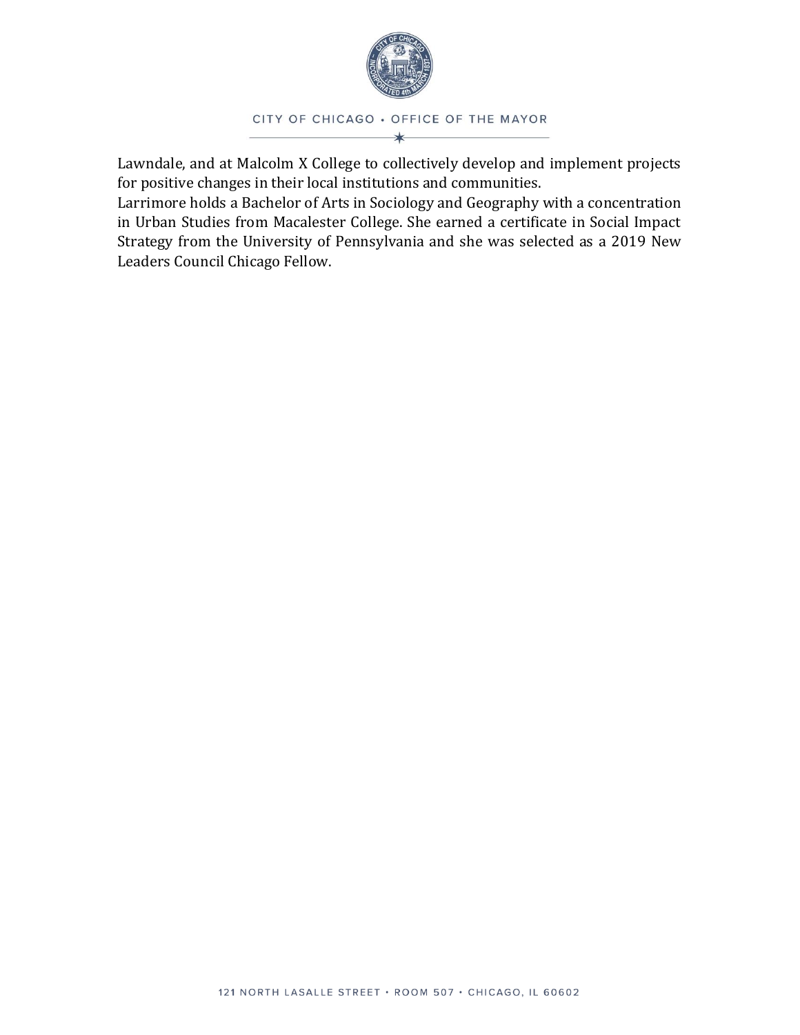Lawndale, and at Malcolm X College to collectively develop and implement projects for positive changes in their local institutions and communities.

Larrimore holds a Bachelor of Arts in Sociology and Geography with a concentration in Urban Studies from Macalester College. She earned a certificate in Social Impact Strategy from the University of Pennsylvania and she was selected as a 2019 New Leaders Council Chicago Fellow.